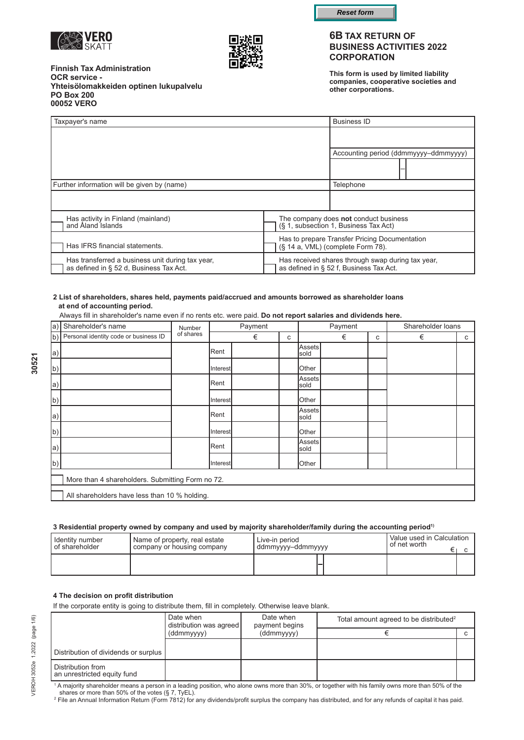Reset form

VERO SKATT

Finnish Tax Administration
OCR service -
Yhteisölomakkeiden optinen lukupalvelu
PO Box 200
00052 VERO

# 6B TAX RETURN OF BUSINESS ACTIVITIES 2022 CORPORATION

**This form is used by limited liability companies, cooperative societies and other corporations.**

| Taxpayer's name | Business ID |
|---|---|
| | |
| | Accounting period (ddmmyyyy–ddmmyyyy) |
| | – |
| Further information will be given by (name) | Telephone |
| | |

| | |
|---|---|
| Has activity in Finland (mainland) and Åland Islands | The company does **not** conduct business (§ 1, subsection 1, Business Tax Act) |
| Has IFRS financial statements. | Has to prepare Transfer Pricing Documentation (§ 14 a, VML) (complete Form 78). |
| Has transferred a business unit during tax year, as defined in § 52 d, Business Tax Act. | Has received shares through swap during tax year, as defined in § 52 f, Business Tax Act. |

**2 List of shareholders, shares held, payments paid/accrued and amounts borrowed as shareholder loans at end of accounting period.**

Always fill in shareholder's name even if no rents etc. were paid. **Do not report salaries and dividends here.**

| | a) Shareholder's name / b) Personal identity code or business ID | Number of shares | Payment | € | c | Payment | € | c | Shareholder loans € | c |
|---|---|---|---|---|---|---|---|---|---|---|
| a) | | | Rent | | | Assets sold | | | | |
| b) | | | Interest | | | Other | | | | |
| a) | | | Rent | | | Assets sold | | | | |
| b) | | | Interest | | | Other | | | | |
| a) | | | Rent | | | Assets sold | | | | |
| b) | | | Interest | | | Other | | | | |
| a) | | | Rent | | | Assets sold | | | | |
| b) | | | Interest | | | Other | | | | |

More than 4 shareholders. Submitting Form no 72.

All shareholders have less than 10 % holding.

**3 Residential property owned by company and used by majority shareholder/family during the accounting period[1]**

| Identity number of shareholder | Name of property, real estate company or housing company | Live-in period ddmmyyyy–ddmmyyyy | Value used in Calculation of net worth € | c |
|---|---|---|---|---|
| | | – | | |

**4 The decision on profit distribution**

If the corporate entity is going to distribute them, fill in completely. Otherwise leave blank.

| | Date when distribution was agreed (ddmmyyyy) | Date when payment begins (ddmmyyyy) | Total amount agreed to be distributed[2] € | c |
|---|---|---|---|---|
| Distribution of dividends or surplus | | | | |
| Distribution from an unrestricted equity fund | | | | |

[1] A majority shareholder means a person in a leading position, who alone owns more than 30%, or together with his family owns more than 50% of the shares or more than 50% of the votes (§ 7, TyEL).

[2] File an Annual Information Return (Form 7812) for any dividends/profit surplus the company has distributed, and for any refunds of capital it has paid.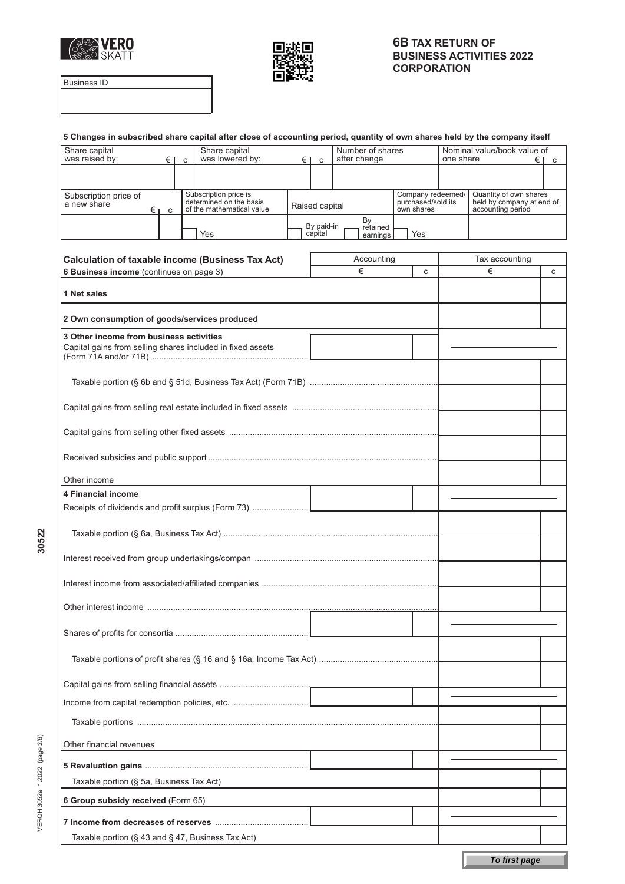# 6B TAX RETURN OF BUSINESS ACTIVITIES 2022 CORPORATION

Business ID

**5 Changes in subscribed share capital after close of accounting period, quantity of own shares held by the company itself**

| Share capital was raised by: € c | Share capital was lowered by: € c | Number of shares after change | Nominal value/book value of one share € c |
|---|---|---|---|
| | | | |

| Subscription price of a new share € c | Subscription price is determined on the basis of the mathematical value | Raised capital | | Company redeemed/ purchased/sold its own shares | Quantity of own shares held by company at end of accounting period |
|---|---|---|---|---|---|
| | Yes | By paid-in capital | By retained earnings | Yes | |

| **Calculation of taxable income (Business Tax Act)** | Accounting | | Tax accounting | |
|---|---|---|---|---|
| **6 Business income** (continues on page 3) | € | c | € | c |
| **1 Net sales** | | | | |
| **2 Own consumption of goods/services produced** | | | | |
| **3 Other income from business activities** | | | | |
| Capital gains from selling shares included in fixed assets (Form 71A and/or 71B) | | | | |
| Taxable portion (§ 6b and § 51d, Business Tax Act) (Form 71B) | | | | |
| Capital gains from selling real estate included in fixed assets | | | | |
| Capital gains from selling other fixed assets | | | | |
| Received subsidies and public support | | | | |
| Other income | | | | |
| **4 Financial income** | | | | |
| Receipts of dividends and profit surplus (Form 73) | | | | |
| Taxable portion (§ 6a, Business Tax Act) | | | | |
| Interest received from group undertakings/compan | | | | |
| Interest income from associated/affiliated companies | | | | |
| Other interest income | | | | |
| Shares of profits for consortia | | | | |
| Taxable portions of profit shares (§ 16 and § 16a, Income Tax Act) | | | | |
| Capital gains from selling financial assets | | | | |
| Income from capital redemption policies, etc. | | | | |
| Taxable portions | | | | |
| Other financial revenues | | | | |
| **5 Revaluation gains** | | | | |
| Taxable portion (§ 5a, Business Tax Act) | | | | |
| **6 Group subsidy received** (Form 65) | | | | |
| **7 Income from decreases of reserves** | | | | |
| Taxable portion (§ 43 and § 47, Business Tax Act) | | | | |

*To first page*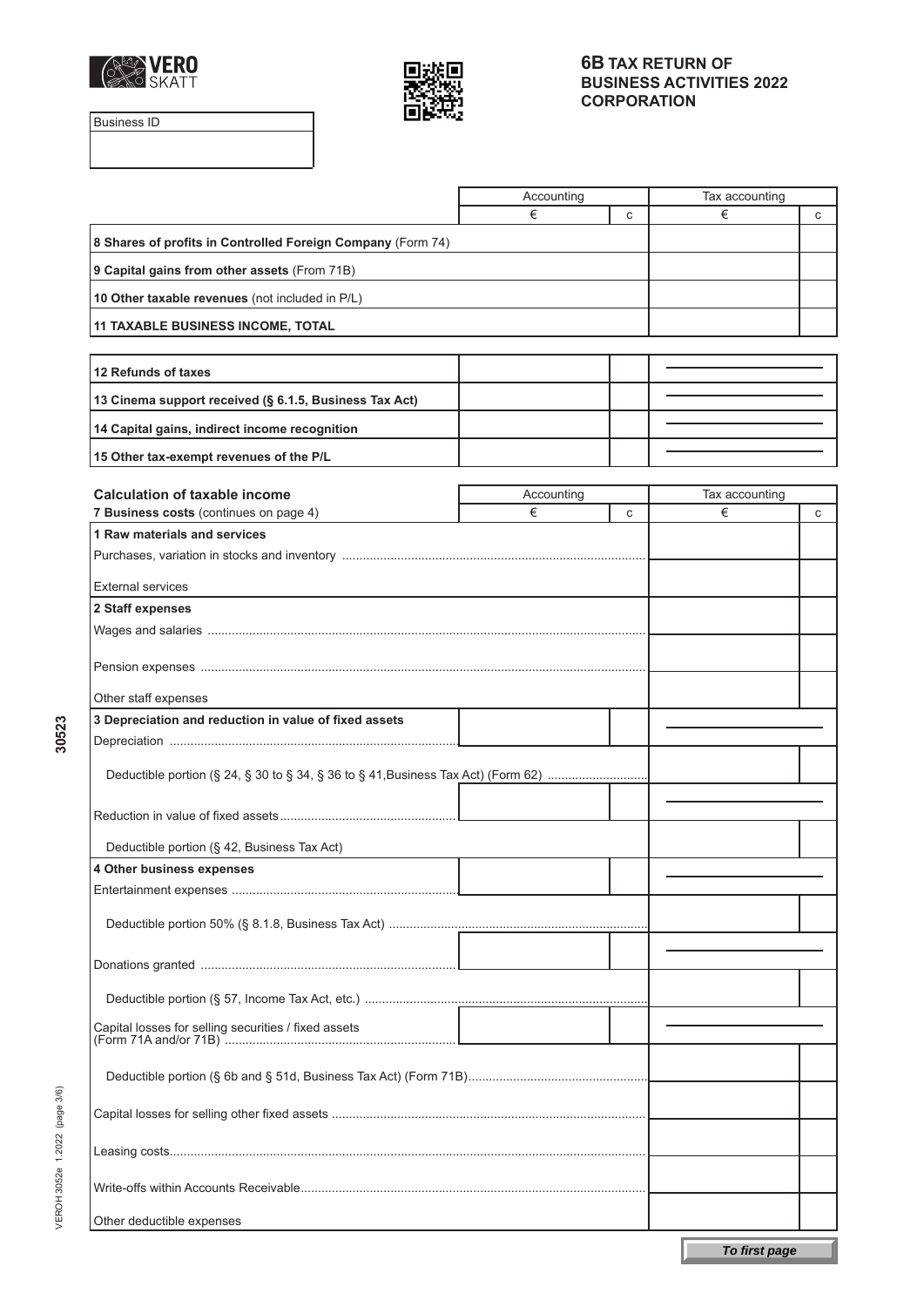VERO SKATT

# 6B TAX RETURN OF BUSINESS ACTIVITIES 2022 CORPORATION

Business ID

| | Accounting € | c | Tax accounting € | c |
|---|---|---|---|---|
| **8 Shares of profits in Controlled Foreign Company** (Form 74) | | | | |
| **9 Capital gains from other assets** (From 71B) | | | | |
| **10 Other taxable revenues** (not included in P/L) | | | | |
| **11 TAXABLE BUSINESS INCOME, TOTAL** | | | | |

| | Accounting € | c | Tax accounting € | c |
|---|---|---|---|---|
| **12 Refunds of taxes** | | | | |
| **13 Cinema support received (§ 6.1.5, Business Tax Act)** | | | | |
| **14 Capital gains, indirect income recognition** | | | | |
| **15 Other tax-exempt revenues of the P/L** | | | | |

| **Calculation of taxable income** | Accounting | | Tax accounting | |
|---|---|---|---|---|
| **7 Business costs** (continues on page 4) | € | c | € | c |
| **1 Raw materials and services** | | | | |
| Purchases, variation in stocks and inventory | | | | |
| External services | | | | |
| **2 Staff expenses** | | | | |
| Wages and salaries | | | | |
| Pension expenses | | | | |
| Other staff expenses | | | | |
| **3 Depreciation and reduction in value of fixed assets** | | | | |
| Depreciation | | | | |
| Deductible portion (§ 24, § 30 to § 34, § 36 to § 41,Business Tax Act) (Form 62) | | | | |
| Reduction in value of fixed assets | | | | |
| Deductible portion (§ 42, Business Tax Act) | | | | |
| **4 Other business expenses** | | | | |
| Entertainment expenses | | | | |
| Deductible portion 50% (§ 8.1.8, Business Tax Act) | | | | |
| Donations granted | | | | |
| Deductible portion (§ 57, Income Tax Act, etc.) | | | | |
| Capital losses for selling securities / fixed assets (Form 71A and/or 71B) | | | | |
| Deductible portion (§ 6b and § 51d, Business Tax Act) (Form 71B) | | | | |
| Capital losses for selling other fixed assets | | | | |
| Leasing costs | | | | |
| Write-offs within Accounts Receivable | | | | |
| Other deductible expenses | | | | |

30523

VEROH 3052e 1.2022 (page 3/6)

*To first page*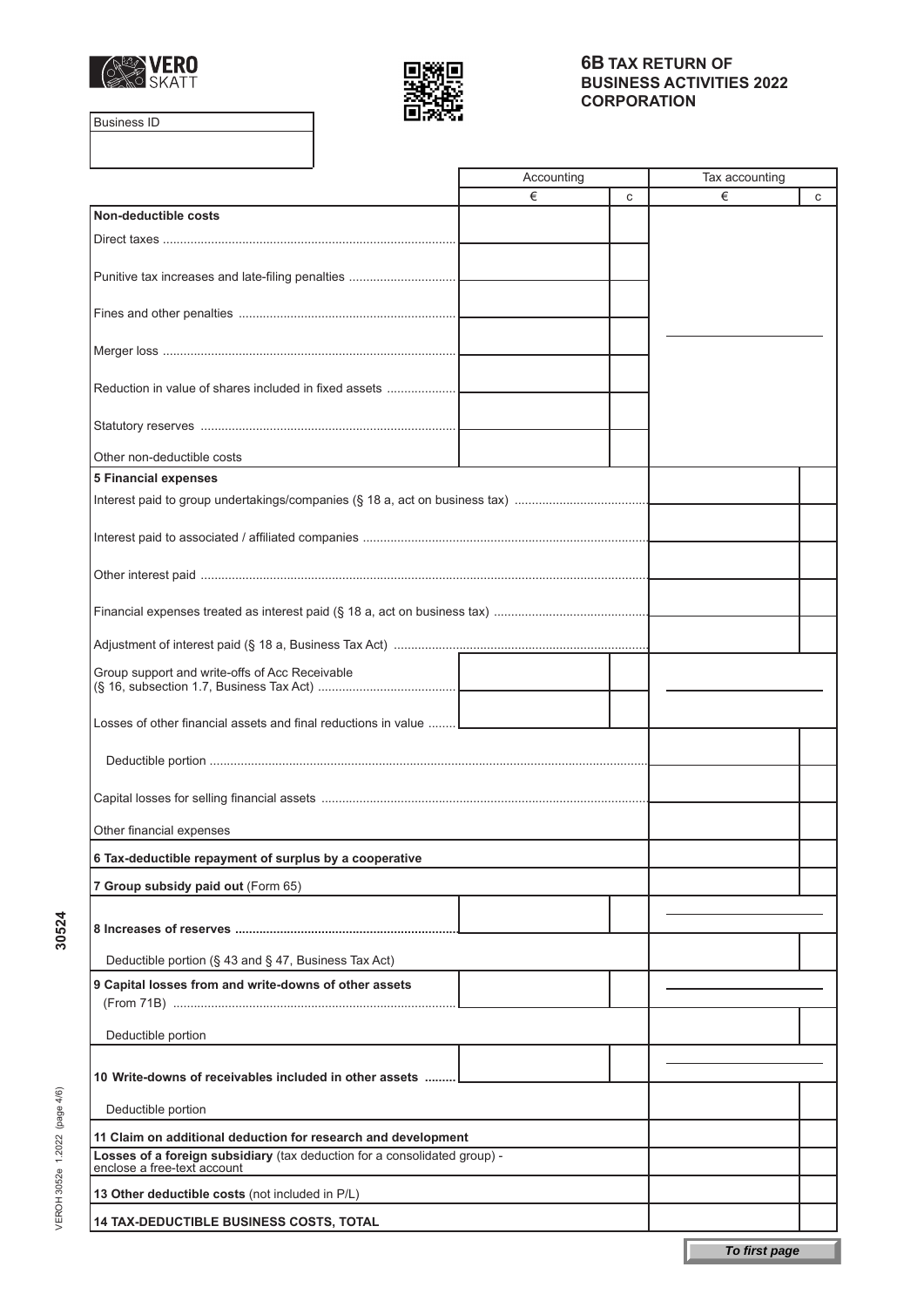**6B TAX RETURN OF BUSINESS ACTIVITIES 2022 CORPORATION**

| Business ID |
|---|
| |

| | Accounting | | Tax accounting | |
|---|---|---|---|---|
| | € | c | € | c |
| **Non-deductible costs** | | | | |
| Direct taxes | | | | |
| Punitive tax increases and late-filing penalties | | | | |
| Fines and other penalties | | | | |
| Merger loss | | | | |
| Reduction in value of shares included in fixed assets | | | | |
| Statutory reserves | | | | |
| Other non-deductible costs | | | | |
| **5 Financial expenses** | | | | |
| Interest paid to group undertakings/companies (§ 18 a, act on business tax) | | | | |
| Interest paid to associated / affiliated companies | | | | |
| Other interest paid | | | | |
| Financial expenses treated as interest paid (§ 18 a, act on business tax) | | | | |
| Adjustment of interest paid (§ 18 a, Business Tax Act) | | | | |
| Group support and write-offs of Acc Receivable (§ 16, subsection 1.7, Business Tax Act) | | | | |
| Losses of other financial assets and final reductions in value | | | | |
| Deductible portion | | | | |
| Capital losses for selling financial assets | | | | |
| Other financial expenses | | | | |
| **6 Tax-deductible repayment of surplus by a cooperative** | | | | |
| **7 Group subsidy paid out** (Form 65) | | | | |
| **8 Increases of reserves** | | | | |
| Deductible portion (§ 43 and § 47, Business Tax Act) | | | | |
| **9 Capital losses from and write-downs of other assets** (From 71B) | | | | |
| Deductible portion | | | | |
| **10 Write-downs of receivables included in other assets** | | | | |
| Deductible portion | | | | |
| **11 Claim on additional deduction for research and development** | | | | |
| **Losses of a foreign subsidiary** (tax deduction for a consolidated group) - enclose a free-text account | | | | |
| **13 Other deductible costs** (not included in P/L) | | | | |
| **14 TAX-DEDUCTIBLE BUSINESS COSTS, TOTAL** | | | | |

*To first page*

30524

VEROH 3052e 1.2022 (page 4/6)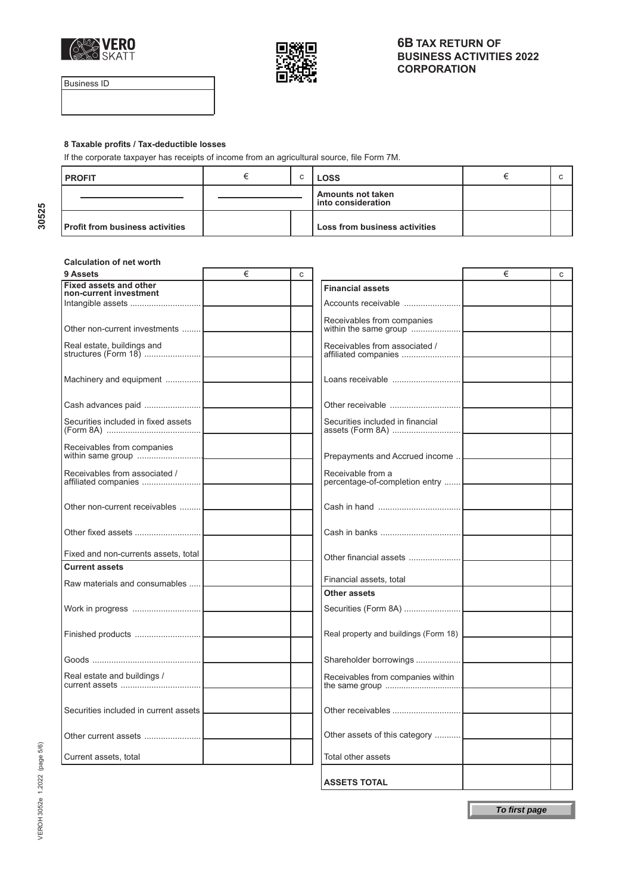VERO SKATT

# 6B TAX RETURN OF BUSINESS ACTIVITIES 2022 CORPORATION

| Business ID |
| --- |
| |

### 8 Taxable profits / Tax-deductible losses

If the corporate taxpayer has receipts of income from an agricultural source, file Form 7M.

| PROFIT | € | c | LOSS | € | c |
| --- | --- | --- | --- | --- | --- |
| | | | Amounts not taken into consideration | | |
| Profit from business activities | | | Loss from business activities | | |

### Calculation of net worth

| 9 Assets | € | c | | € | c |
| --- | --- | --- | --- | --- | --- |
| **Fixed assets and other non-current investment** | | | **Financial assets** | | |
| Intangible assets | | | Accounts receivable | | |
| Other non-current investments | | | Receivables from companies within the same group | | |
| Real estate, buildings and structures (Form 18) | | | Receivables from associated / affiliated companies | | |
| Machinery and equipment | | | Loans receivable | | |
| Cash advances paid | | | Other receivable | | |
| Securities included in fixed assets (Form 8A) | | | Securities included in financial assets (Form 8A) | | |
| Receivables from companies within same group | | | Prepayments and Accrued income | | |
| Receivables from associated / affiliated companies | | | Receivable from a percentage-of-completion entry | | |
| Other non-current receivables | | | Cash in hand | | |
| Other fixed assets | | | Cash in banks | | |
| Fixed and non-currents assets, total | | | Other financial assets | | |
| **Current assets** | | | Financial assets, total | | |
| Raw materials and consumables | | | **Other assets** | | |
| Work in progress | | | Securities (Form 8A) | | |
| Finished products | | | Real property and buildings (Form 18) | | |
| Goods | | | Shareholder borrowings | | |
| Real estate and buildings / current assets | | | Receivables from companies within the same group | | |
| Securities included in current assets | | | Other receivables | | |
| Other current assets | | | Other assets of this category | | |
| Current assets, total | | | Total other assets | | |
| | | | **ASSETS TOTAL** | | |

*To first page*

30525

VEROH 3052e 1.2022 (page 5/6)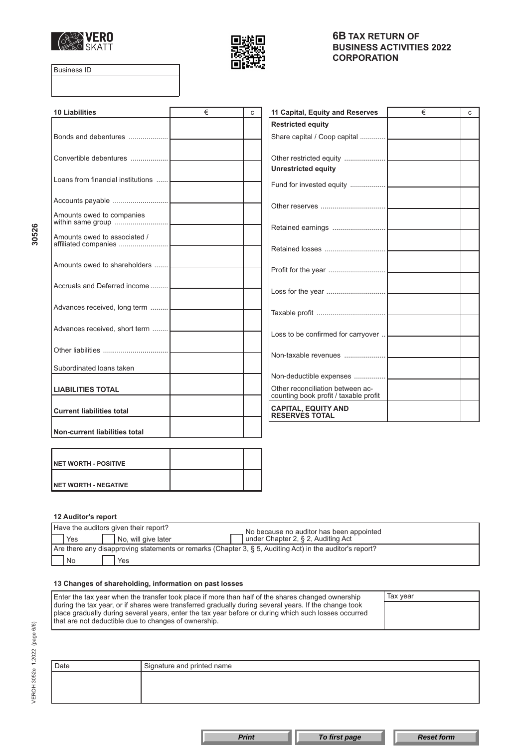VERO SKATT

# 6B TAX RETURN OF BUSINESS ACTIVITIES 2022 CORPORATION

| Business ID |
|---|
| |

| 10 Liabilities | € | c |
|---|---|---|
| Bonds and debentures | | |
| Convertible debentures | | |
| Loans from financial institutions | | |
| Accounts payable | | |
| Amounts owed to companies within same group | | |
| Amounts owed to associated / affiliated companies | | |
| Amounts owed to shareholders | | |
| Accruals and Deferred income | | |
| Advances received, long term | | |
| Advances received, short term | | |
| Other liabilities | | |
| Subordinated loans taken | | |
| **LIABILITIES TOTAL** | | |
| **Current liabilities total** | | |
| **Non-current liabilities total** | | |

| | | |
|---|---|---|
| **NET WORTH - POSITIVE** | | |
| **NET WORTH - NEGATIVE** | | |

| 11 Capital, Equity and Reserves | € | c |
|---|---|---|
| **Restricted equity** | | |
| Share capital / Coop capital | | |
| Other restricted equity | | |
| **Unrestricted equity** | | |
| Fund for invested equity | | |
| Other reserves | | |
| Retained earnings | | |
| Retained losses | | |
| Profit for the year | | |
| Loss for the year | | |
| Taxable profit | | |
| Loss to be confirmed for carryover | | |
| Non-taxable revenues | | |
| Non-deductible expenses | | |
| Other reconciliation between accounting book profit / taxable profit | | |
| **CAPITAL, EQUITY AND RESERVES TOTAL** | | |

### 12 Auditor's report

Have the auditors given their report?

☐ Yes ☐ No, will give later ☐ No because no auditor has been appointed under Chapter 2, § 2, Auditing Act

Are there any disapproving statements or remarks (Chapter 3, § 5, Auditing Act) in the auditor's report?

☐ No ☐ Yes

### 13 Changes of shareholding, information on past losses

| Enter the tax year when the transfer took place if more than half of the shares changed ownership during the tax year, or if shares were transferred gradually during several years. If the change took place gradually during several years, enter the tax year before or during which such losses occurred that are not deductible due to changes of ownership. | Tax year |
|---|---|
| | |

| Date | Signature and printed name |
|---|---|
| | |

30526

VEROH 3052e 1.2022 (page 6/6)

Print | To first page | Reset form